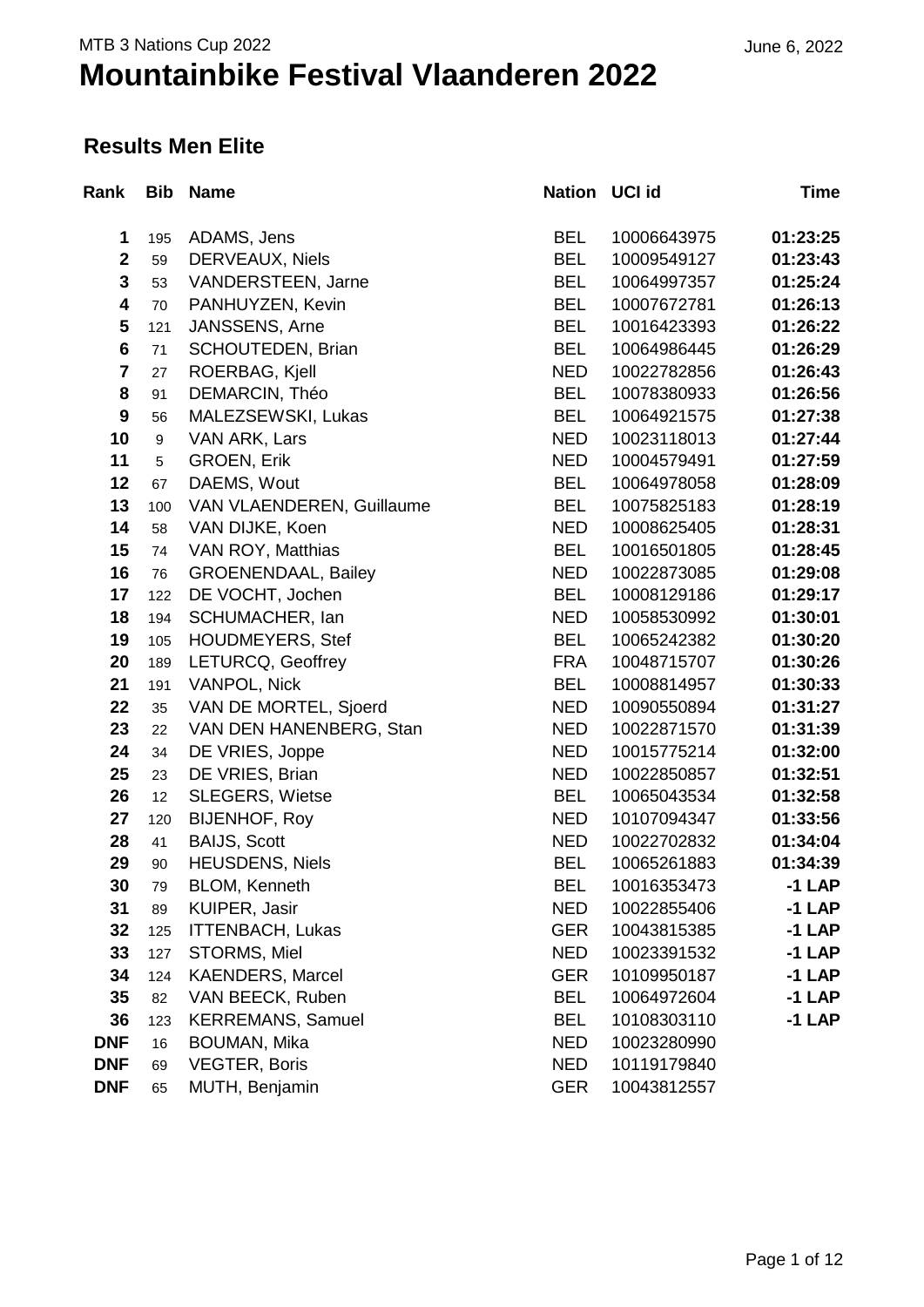MTB 3 Nations Cup 2022

June 6, 2022

# Mountainbike Festival Vlaanderen 2022

## Results Men Elite

| Rank | Bib | Name | Nation | UCI id | Time |
|---|---|---|---|---|---|
| 1 | 195 | ADAMS, Jens | BEL | 10006643975 | **01:23:25** |
| 2 | 59 | DERVEAUX, Niels | BEL | 10009549127 | **01:23:43** |
| 3 | 53 | VANDERSTEEN, Jarne | BEL | 10064997357 | **01:25:24** |
| 4 | 70 | PANHUYZEN, Kevin | BEL | 10007672781 | **01:26:13** |
| 5 | 121 | JANSSENS, Arne | BEL | 10016423393 | **01:26:22** |
| 6 | 71 | SCHOUTEDEN, Brian | BEL | 10064986445 | **01:26:29** |
| 7 | 27 | ROERBAG, Kjell | NED | 10022782856 | **01:26:43** |
| 8 | 91 | DEMARCIN, Théo | BEL | 10078380933 | **01:26:56** |
| 9 | 56 | MALEZSEWSKI, Lukas | BEL | 10064921575 | **01:27:38** |
| 10 | 9 | VAN ARK, Lars | NED | 10023118013 | **01:27:44** |
| 11 | 5 | GROEN, Erik | NED | 10004579491 | **01:27:59** |
| 12 | 67 | DAEMS, Wout | BEL | 10064978058 | **01:28:09** |
| 13 | 100 | VAN VLAENDEREN, Guillaume | BEL | 10075825183 | **01:28:19** |
| 14 | 58 | VAN DIJKE, Koen | NED | 10008625405 | **01:28:31** |
| 15 | 74 | VAN ROY, Matthias | BEL | 10016501805 | **01:28:45** |
| 16 | 76 | GROENENDAAL, Bailey | NED | 10022873085 | **01:29:08** |
| 17 | 122 | DE VOCHT, Jochen | BEL | 10008129186 | **01:29:17** |
| 18 | 194 | SCHUMACHER, Ian | NED | 10058530992 | **01:30:01** |
| 19 | 105 | HOUDMEYERS, Stef | BEL | 10065242382 | **01:30:20** |
| 20 | 189 | LETURCQ, Geoffrey | FRA | 10048715707 | **01:30:26** |
| 21 | 191 | VANPOL, Nick | BEL | 10008814957 | **01:30:33** |
| 22 | 35 | VAN DE MORTEL, Sjoerd | NED | 10090550894 | **01:31:27** |
| 23 | 22 | VAN DEN HANENBERG, Stan | NED | 10022871570 | **01:31:39** |
| 24 | 34 | DE VRIES, Joppe | NED | 10015775214 | **01:32:00** |
| 25 | 23 | DE VRIES, Brian | NED | 10022850857 | **01:32:51** |
| 26 | 12 | SLEGERS, Wietse | BEL | 10065043534 | **01:32:58** |
| 27 | 120 | BIJENHOF, Roy | NED | 10107094347 | **01:33:56** |
| 28 | 41 | BAIJS, Scott | NED | 10022702832 | **01:34:04** |
| 29 | 90 | HEUSDENS, Niels | BEL | 10065261883 | **01:34:39** |
| 30 | 79 | BLOM, Kenneth | BEL | 10016353473 | **-1 LAP** |
| 31 | 89 | KUIPER, Jasir | NED | 10022855406 | **-1 LAP** |
| 32 | 125 | ITTENBACH, Lukas | GER | 10043815385 | **-1 LAP** |
| 33 | 127 | STORMS, Miel | NED | 10023391532 | **-1 LAP** |
| 34 | 124 | KAENDERS, Marcel | GER | 10109950187 | **-1 LAP** |
| 35 | 82 | VAN BEECK, Ruben | BEL | 10064972604 | **-1 LAP** |
| 36 | 123 | KERREMANS, Samuel | BEL | 10108303110 | **-1 LAP** |
| DNF | 16 | BOUMAN, Mika | NED | 10023280990 | |
| DNF | 69 | VEGTER, Boris | NED | 10119179840 | |
| DNF | 65 | MUTH, Benjamin | GER | 10043812557 | |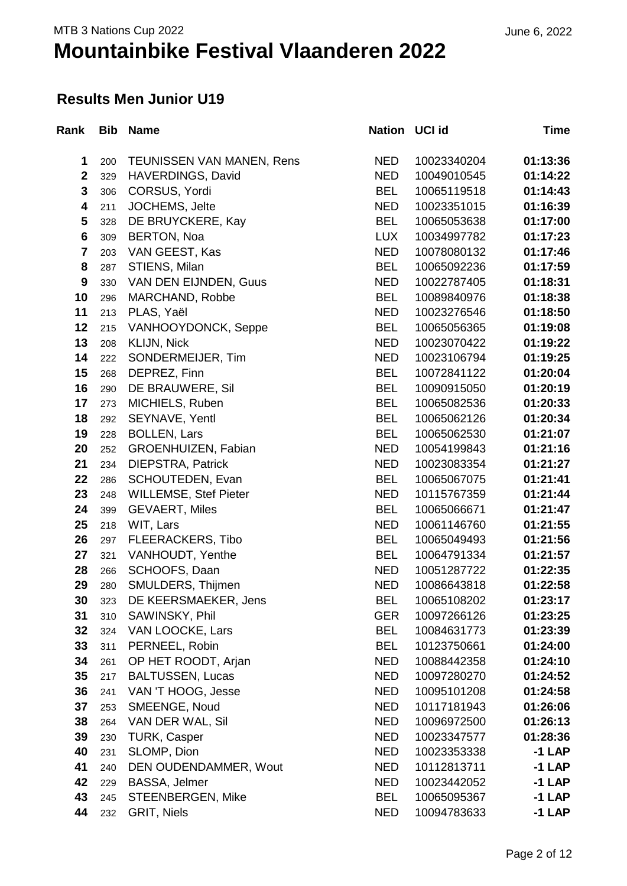MTB 3 Nations Cup 2022

June 6, 2022

# Mountainbike Festival Vlaanderen 2022

## Results Men Junior U19

| Rank | Bib | Name | Nation | UCI id | Time |
|---|---|---|---|---|---|
| 1 | 200 | TEUNISSEN VAN MANEN, Rens | NED | 10023340204 | **01:13:36** |
| 2 | 329 | HAVERDINGS, David | NED | 10049010545 | **01:14:22** |
| 3 | 306 | CORSUS, Yordi | BEL | 10065119518 | **01:14:43** |
| 4 | 211 | JOCHEMS, Jelte | NED | 10023351015 | **01:16:39** |
| 5 | 328 | DE BRUYCKERE, Kay | BEL | 10065053638 | **01:17:00** |
| 6 | 309 | BERTON, Noa | LUX | 10034997782 | **01:17:23** |
| 7 | 203 | VAN GEEST, Kas | NED | 10078080132 | **01:17:46** |
| 8 | 287 | STIENS, Milan | BEL | 10065092236 | **01:17:59** |
| 9 | 330 | VAN DEN EIJNDEN, Guus | NED | 10022787405 | **01:18:31** |
| 10 | 296 | MARCHAND, Robbe | BEL | 10089840976 | **01:18:38** |
| 11 | 213 | PLAS, Yaël | NED | 10023276546 | **01:18:50** |
| 12 | 215 | VANHOOYDONCK, Seppe | BEL | 10065056365 | **01:19:08** |
| 13 | 208 | KLIJN, Nick | NED | 10023070422 | **01:19:22** |
| 14 | 222 | SONDERMEIJER, Tim | NED | 10023106794 | **01:19:25** |
| 15 | 268 | DEPREZ, Finn | BEL | 10072841122 | **01:20:04** |
| 16 | 290 | DE BRAUWERE, Sil | BEL | 10090915050 | **01:20:19** |
| 17 | 273 | MICHIELS, Ruben | BEL | 10065082536 | **01:20:33** |
| 18 | 292 | SEYNAVE, Yentl | BEL | 10065062126 | **01:20:34** |
| 19 | 228 | BOLLEN, Lars | BEL | 10065062530 | **01:21:07** |
| 20 | 252 | GROENHUIZEN, Fabian | NED | 10054199843 | **01:21:16** |
| 21 | 234 | DIEPSTRA, Patrick | NED | 10023083354 | **01:21:27** |
| 22 | 286 | SCHOUTEDEN, Evan | BEL | 10065067075 | **01:21:41** |
| 23 | 248 | WILLEMSE, Stef Pieter | NED | 10115767359 | **01:21:44** |
| 24 | 399 | GEVAERT, Miles | BEL | 10065066671 | **01:21:47** |
| 25 | 218 | WIT, Lars | NED | 10061146760 | **01:21:55** |
| 26 | 297 | FLEERACKERS, Tibo | BEL | 10065049493 | **01:21:56** |
| 27 | 321 | VANHOUDT, Yenthe | BEL | 10064791334 | **01:21:57** |
| 28 | 266 | SCHOOFS, Daan | NED | 10051287722 | **01:22:35** |
| 29 | 280 | SMULDERS, Thijmen | NED | 10086643818 | **01:22:58** |
| 30 | 323 | DE KEERSMAEKER, Jens | BEL | 10065108202 | **01:23:17** |
| 31 | 310 | SAWINSKY, Phil | GER | 10097266126 | **01:23:25** |
| 32 | 324 | VAN LOOCKE, Lars | BEL | 10084631773 | **01:23:39** |
| 33 | 311 | PERNEEL, Robin | BEL | 10123750661 | **01:24:00** |
| 34 | 261 | OP HET ROODT, Arjan | NED | 10088442358 | **01:24:10** |
| 35 | 217 | BALTUSSEN, Lucas | NED | 10097280270 | **01:24:52** |
| 36 | 241 | VAN 'T HOOG, Jesse | NED | 10095101208 | **01:24:58** |
| 37 | 253 | SMEENGE, Noud | NED | 10117181943 | **01:26:06** |
| 38 | 264 | VAN DER WAL, Sil | NED | 10096972500 | **01:26:13** |
| 39 | 230 | TURK, Casper | NED | 10023347577 | **01:28:36** |
| 40 | 231 | SLOMP, Dion | NED | 10023353338 | **-1 LAP** |
| 41 | 240 | DEN OUDENDAMMER, Wout | NED | 10112813711 | **-1 LAP** |
| 42 | 229 | BASSA, Jelmer | NED | 10023442052 | **-1 LAP** |
| 43 | 245 | STEENBERGEN, Mike | BEL | 10065095367 | **-1 LAP** |
| 44 | 232 | GRIT, Niels | NED | 10094783633 | **-1 LAP** |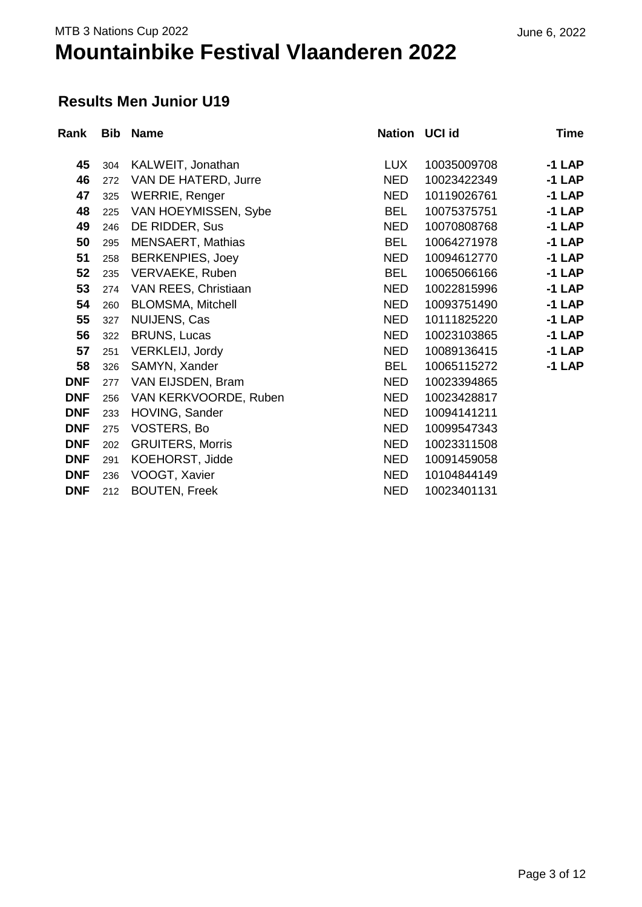MTB 3 Nations Cup 2022

# Mountainbike Festival Vlaanderen 2022

June 6, 2022

## Results Men Junior U19

| Rank | Bib | Name | Nation | UCI id | Time |
|---|---|---|---|---|---|
| **45** | 304 | KALWEIT, Jonathan | LUX | 10035009708 | **-1 LAP** |
| **46** | 272 | VAN DE HATERD, Jurre | NED | 10023422349 | **-1 LAP** |
| **47** | 325 | WERRIE, Renger | NED | 10119026761 | **-1 LAP** |
| **48** | 225 | VAN HOEYMISSEN, Sybe | BEL | 10075375751 | **-1 LAP** |
| **49** | 246 | DE RIDDER, Sus | NED | 10070808768 | **-1 LAP** |
| **50** | 295 | MENSAERT, Mathias | BEL | 10064271978 | **-1 LAP** |
| **51** | 258 | BERKENPIES, Joey | NED | 10094612770 | **-1 LAP** |
| **52** | 235 | VERVAEKE, Ruben | BEL | 10065066166 | **-1 LAP** |
| **53** | 274 | VAN REES, Christiaan | NED | 10022815996 | **-1 LAP** |
| **54** | 260 | BLOMSMA, Mitchell | NED | 10093751490 | **-1 LAP** |
| **55** | 327 | NUIJENS, Cas | NED | 10111825220 | **-1 LAP** |
| **56** | 322 | BRUNS, Lucas | NED | 10023103865 | **-1 LAP** |
| **57** | 251 | VERKLEIJ, Jordy | NED | 10089136415 | **-1 LAP** |
| **58** | 326 | SAMYN, Xander | BEL | 10065115272 | **-1 LAP** |
| **DNF** | 277 | VAN EIJSDEN, Bram | NED | 10023394865 | |
| **DNF** | 256 | VAN KERKVOORDE, Ruben | NED | 10023428817 | |
| **DNF** | 233 | HOVING, Sander | NED | 10094141211 | |
| **DNF** | 275 | VOSTERS, Bo | NED | 10099547343 | |
| **DNF** | 202 | GRUITERS, Morris | NED | 10023311508 | |
| **DNF** | 291 | KOEHORST, Jidde | NED | 10091459058 | |
| **DNF** | 236 | VOOGT, Xavier | NED | 10104844149 | |
| **DNF** | 212 | BOUTEN, Freek | NED | 10023401131 | |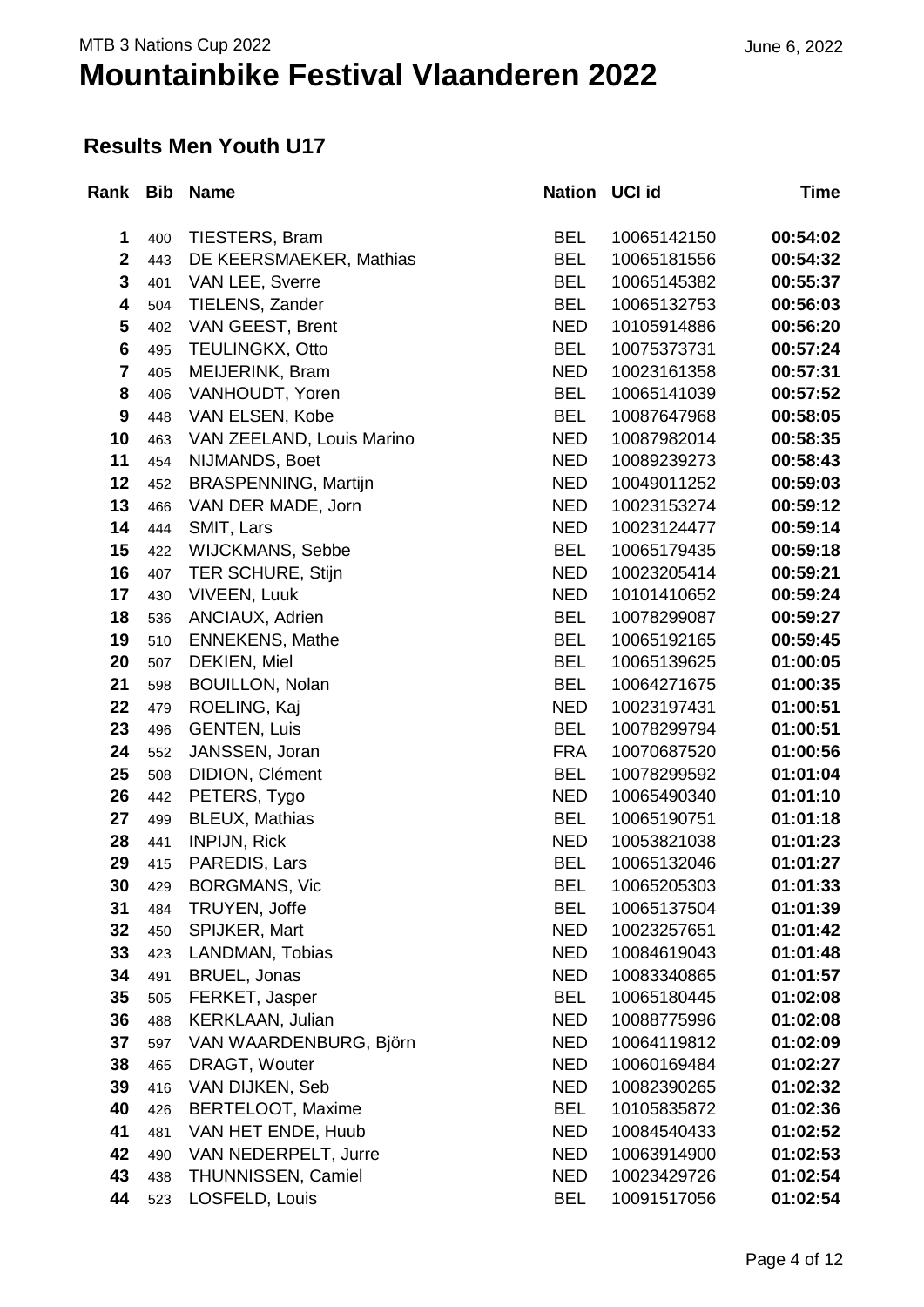MTB 3 Nations Cup 2022

# Mountainbike Festival Vlaanderen 2022

June 6, 2022

## Results Men Youth U17

| Rank | Bib | Name | Nation | UCI id | Time |
|---|---|---|---|---|---|
| 1 | 400 | TIESTERS, Bram | BEL | 10065142150 | **00:54:02** |
| 2 | 443 | DE KEERSMAEKER, Mathias | BEL | 10065181556 | **00:54:32** |
| 3 | 401 | VAN LEE, Sverre | BEL | 10065145382 | **00:55:37** |
| 4 | 504 | TIELENS, Zander | BEL | 10065132753 | **00:56:03** |
| 5 | 402 | VAN GEEST, Brent | NED | 10105914886 | **00:56:20** |
| 6 | 495 | TEULINGKX, Otto | BEL | 10075373731 | **00:57:24** |
| 7 | 405 | MEIJERINK, Bram | NED | 10023161358 | **00:57:31** |
| 8 | 406 | VANHOUDT, Yoren | BEL | 10065141039 | **00:57:52** |
| 9 | 448 | VAN ELSEN, Kobe | BEL | 10087647968 | **00:58:05** |
| 10 | 463 | VAN ZEELAND, Louis Marino | NED | 10087982014 | **00:58:35** |
| 11 | 454 | NIJMANDS, Boet | NED | 10089239273 | **00:58:43** |
| 12 | 452 | BRASPENNING, Martijn | NED | 10049011252 | **00:59:03** |
| 13 | 466 | VAN DER MADE, Jorn | NED | 10023153274 | **00:59:12** |
| 14 | 444 | SMIT, Lars | NED | 10023124477 | **00:59:14** |
| 15 | 422 | WIJCKMANS, Sebbe | BEL | 10065179435 | **00:59:18** |
| 16 | 407 | TER SCHURE, Stijn | NED | 10023205414 | **00:59:21** |
| 17 | 430 | VIVEEN, Luuk | NED | 10101410652 | **00:59:24** |
| 18 | 536 | ANCIAUX, Adrien | BEL | 10078299087 | **00:59:27** |
| 19 | 510 | ENNEKENS, Mathe | BEL | 10065192165 | **00:59:45** |
| 20 | 507 | DEKIEN, Miel | BEL | 10065139625 | **01:00:05** |
| 21 | 598 | BOUILLON, Nolan | BEL | 10064271675 | **01:00:35** |
| 22 | 479 | ROELING, Kaj | NED | 10023197431 | **01:00:51** |
| 23 | 496 | GENTEN, Luis | BEL | 10078299794 | **01:00:51** |
| 24 | 552 | JANSSEN, Joran | FRA | 10070687520 | **01:00:56** |
| 25 | 508 | DIDION, Clément | BEL | 10078299592 | **01:01:04** |
| 26 | 442 | PETERS, Tygo | NED | 10065490340 | **01:01:10** |
| 27 | 499 | BLEUX, Mathias | BEL | 10065190751 | **01:01:18** |
| 28 | 441 | INPIJN, Rick | NED | 10053821038 | **01:01:23** |
| 29 | 415 | PAREDIS, Lars | BEL | 10065132046 | **01:01:27** |
| 30 | 429 | BORGMANS, Vic | BEL | 10065205303 | **01:01:33** |
| 31 | 484 | TRUYEN, Joffe | BEL | 10065137504 | **01:01:39** |
| 32 | 450 | SPIJKER, Mart | NED | 10023257651 | **01:01:42** |
| 33 | 423 | LANDMAN, Tobias | NED | 10084619043 | **01:01:48** |
| 34 | 491 | BRUEL, Jonas | NED | 10083340865 | **01:01:57** |
| 35 | 505 | FERKET, Jasper | BEL | 10065180445 | **01:02:08** |
| 36 | 488 | KERKLAAN, Julian | NED | 10088775996 | **01:02:08** |
| 37 | 597 | VAN WAARDENBURG, Björn | NED | 10064119812 | **01:02:09** |
| 38 | 465 | DRAGT, Wouter | NED | 10060169484 | **01:02:27** |
| 39 | 416 | VAN DIJKEN, Seb | NED | 10082390265 | **01:02:32** |
| 40 | 426 | BERTELOOT, Maxime | BEL | 10105835872 | **01:02:36** |
| 41 | 481 | VAN HET ENDE, Huub | NED | 10084540433 | **01:02:52** |
| 42 | 490 | VAN NEDERPELT, Jurre | NED | 10063914900 | **01:02:53** |
| 43 | 438 | THUNNISSEN, Camiel | NED | 10023429726 | **01:02:54** |
| 44 | 523 | LOSFELD, Louis | BEL | 10091517056 | **01:02:54** |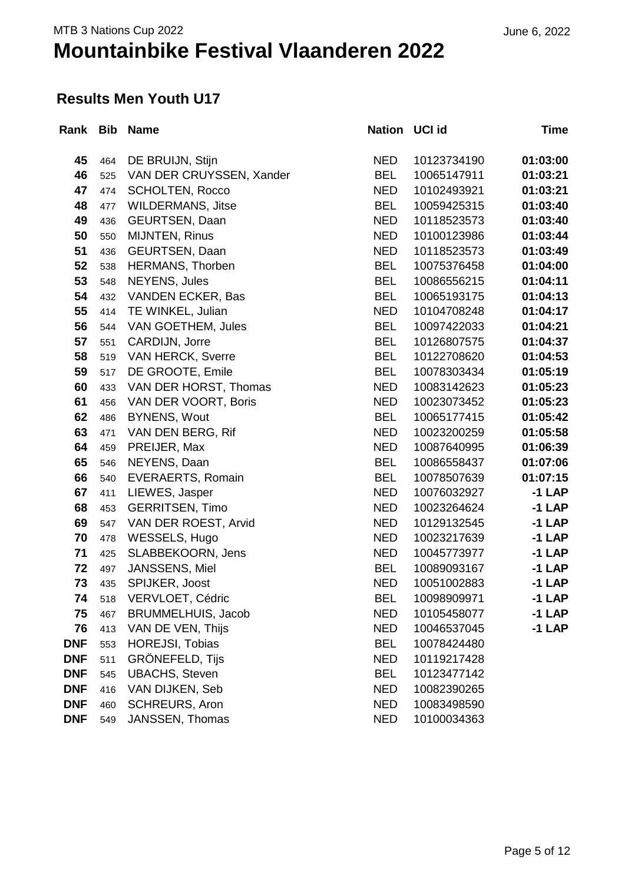MTB 3 Nations Cup 2022

June 6, 2022

# Mountainbike Festival Vlaanderen 2022

## Results Men Youth U17

| Rank | Bib | Name | Nation | UCI id | Time |
|---|---|---|---|---|---|
| 45 | 464 | DE BRUIJN, Stijn | NED | 10123734190 | 01:03:00 |
| 46 | 525 | VAN DER CRUYSSEN, Xander | BEL | 10065147911 | 01:03:21 |
| 47 | 474 | SCHOLTEN, Rocco | NED | 10102493921 | 01:03:21 |
| 48 | 477 | WILDERMANS, Jitse | BEL | 10059425315 | 01:03:40 |
| 49 | 436 | GEURTSEN, Daan | NED | 10118523573 | 01:03:40 |
| 50 | 550 | MIJNTEN, Rinus | NED | 10100123986 | 01:03:44 |
| 51 | 436 | GEURTSEN, Daan | NED | 10118523573 | 01:03:49 |
| 52 | 538 | HERMANS, Thorben | BEL | 10075376458 | 01:04:00 |
| 53 | 548 | NEYENS, Jules | BEL | 10086556215 | 01:04:11 |
| 54 | 432 | VANDEN ECKER, Bas | BEL | 10065193175 | 01:04:13 |
| 55 | 414 | TE WINKEL, Julian | NED | 10104708248 | 01:04:17 |
| 56 | 544 | VAN GOETHEM, Jules | BEL | 10097422033 | 01:04:21 |
| 57 | 551 | CARDIJN, Jorre | BEL | 10126807575 | 01:04:37 |
| 58 | 519 | VAN HERCK, Sverre | BEL | 10122708620 | 01:04:53 |
| 59 | 517 | DE GROOTE, Emile | BEL | 10078303434 | 01:05:19 |
| 60 | 433 | VAN DER HORST, Thomas | NED | 10083142623 | 01:05:23 |
| 61 | 456 | VAN DER VOORT, Boris | NED | 10023073452 | 01:05:23 |
| 62 | 486 | BYNENS, Wout | BEL | 10065177415 | 01:05:42 |
| 63 | 471 | VAN DEN BERG, Rif | NED | 10023200259 | 01:05:58 |
| 64 | 459 | PREIJER, Max | NED | 10087640995 | 01:06:39 |
| 65 | 546 | NEYENS, Daan | BEL | 10086558437 | 01:07:06 |
| 66 | 540 | EVERAERTS, Romain | BEL | 10078507639 | 01:07:15 |
| 67 | 411 | LIEWES, Jasper | NED | 10076032927 | -1 LAP |
| 68 | 453 | GERRITSEN, Timo | NED | 10023264624 | -1 LAP |
| 69 | 547 | VAN DER ROEST, Arvid | NED | 10129132545 | -1 LAP |
| 70 | 478 | WESSELS, Hugo | NED | 10023217639 | -1 LAP |
| 71 | 425 | SLABBEKOORN, Jens | NED | 10045773977 | -1 LAP |
| 72 | 497 | JANSSENS, Miel | BEL | 10089093167 | -1 LAP |
| 73 | 435 | SPIJKER, Joost | NED | 10051002883 | -1 LAP |
| 74 | 518 | VERVLOET, Cédric | BEL | 10098909971 | -1 LAP |
| 75 | 467 | BRUMMELHUIS, Jacob | NED | 10105458077 | -1 LAP |
| 76 | 413 | VAN DE VEN, Thijs | NED | 10046537045 | -1 LAP |
| DNF | 553 | HOREJSI, Tobias | BEL | 10078424480 | |
| DNF | 511 | GRÖNEFELD, Tijs | NED | 10119217428 | |
| DNF | 545 | UBACHS, Steven | BEL | 10123477142 | |
| DNF | 416 | VAN DIJKEN, Seb | NED | 10082390265 | |
| DNF | 460 | SCHREURS, Aron | NED | 10083498590 | |
| DNF | 549 | JANSSEN, Thomas | NED | 10100034363 | |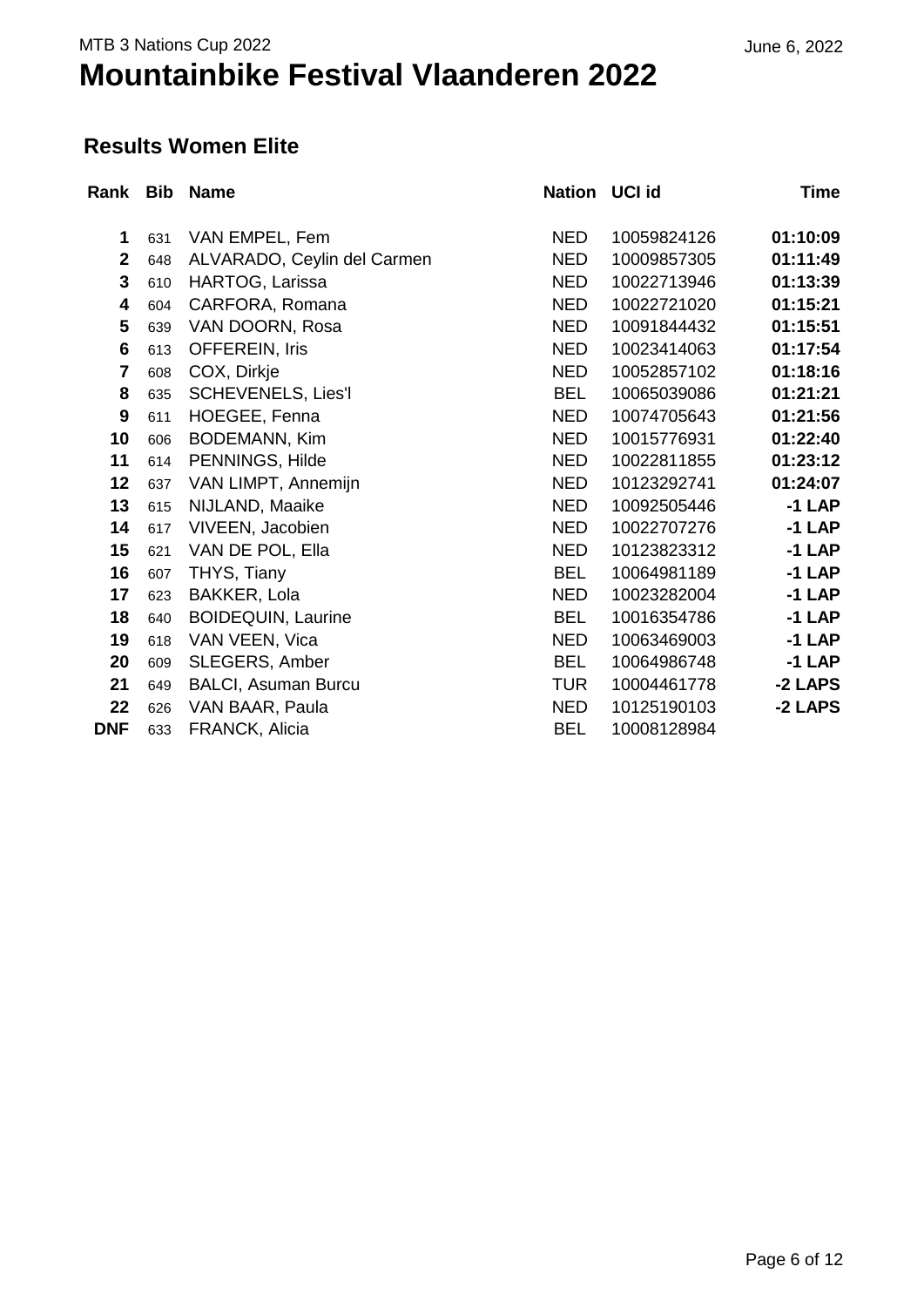MTB 3 Nations Cup 2022

# Mountainbike Festival Vlaanderen 2022

June 6, 2022

## Results Women Elite

| Rank | Bib | Name | Nation | UCI id | Time |
|---|---|---|---|---|---|
| **1** | 631 | VAN EMPEL, Fem | NED | 10059824126 | **01:10:09** |
| **2** | 648 | ALVARADO, Ceylin del Carmen | NED | 10009857305 | **01:11:49** |
| **3** | 610 | HARTOG, Larissa | NED | 10022713946 | **01:13:39** |
| **4** | 604 | CARFORA, Romana | NED | 10022721020 | **01:15:21** |
| **5** | 639 | VAN DOORN, Rosa | NED | 10091844432 | **01:15:51** |
| **6** | 613 | OFFEREIN, Iris | NED | 10023414063 | **01:17:54** |
| **7** | 608 | COX, Dirkje | NED | 10052857102 | **01:18:16** |
| **8** | 635 | SCHEVENELS, Lies'l | BEL | 10065039086 | **01:21:21** |
| **9** | 611 | HOEGEE, Fenna | NED | 10074705643 | **01:21:56** |
| **10** | 606 | BODEMANN, Kim | NED | 10015776931 | **01:22:40** |
| **11** | 614 | PENNINGS, Hilde | NED | 10022811855 | **01:23:12** |
| **12** | 637 | VAN LIMPT, Annemijn | NED | 10123292741 | **01:24:07** |
| **13** | 615 | NIJLAND, Maaike | NED | 10092505446 | **-1 LAP** |
| **14** | 617 | VIVEEN, Jacobien | NED | 10022707276 | **-1 LAP** |
| **15** | 621 | VAN DE POL, Ella | NED | 10123823312 | **-1 LAP** |
| **16** | 607 | THYS, Tiany | BEL | 10064981189 | **-1 LAP** |
| **17** | 623 | BAKKER, Lola | NED | 10023282004 | **-1 LAP** |
| **18** | 640 | BOIDEQUIN, Laurine | BEL | 10016354786 | **-1 LAP** |
| **19** | 618 | VAN VEEN, Vica | NED | 10063469003 | **-1 LAP** |
| **20** | 609 | SLEGERS, Amber | BEL | 10064986748 | **-1 LAP** |
| **21** | 649 | BALCI, Asuman Burcu | TUR | 10004461778 | **-2 LAPS** |
| **22** | 626 | VAN BAAR, Paula | NED | 10125190103 | **-2 LAPS** |
| **DNF** | 633 | FRANCK, Alicia | BEL | 10008128984 | |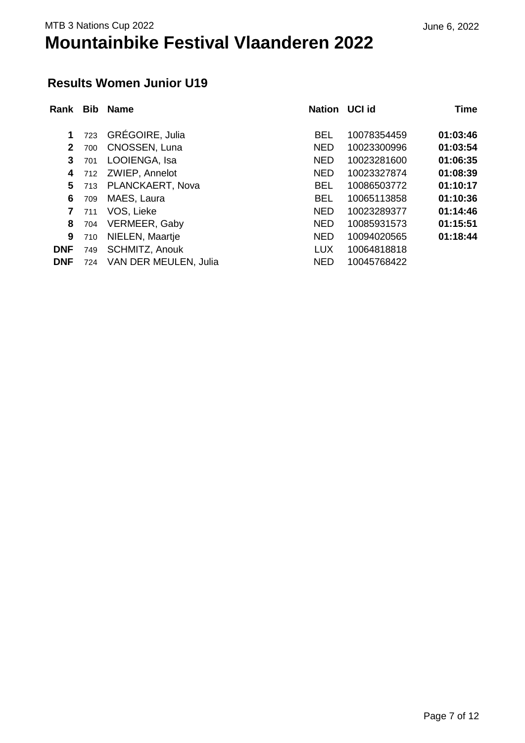MTB 3 Nations Cup 2022

June 6, 2022

# Mountainbike Festival Vlaanderen 2022

## Results Women Junior U19

| Rank | Bib | Name | Nation | UCI id | Time |
|---|---|---|---|---|---|
| **1** | 723 | GRÉGOIRE, Julia | BEL | 10078354459 | **01:03:46** |
| **2** | 700 | CNOSSEN, Luna | NED | 10023300996 | **01:03:54** |
| **3** | 701 | LOOIENGA, Isa | NED | 10023281600 | **01:06:35** |
| **4** | 712 | ZWIEP, Annelot | NED | 10023327874 | **01:08:39** |
| **5** | 713 | PLANCKAERT, Nova | BEL | 10086503772 | **01:10:17** |
| **6** | 709 | MAES, Laura | BEL | 10065113858 | **01:10:36** |
| **7** | 711 | VOS, Lieke | NED | 10023289377 | **01:14:46** |
| **8** | 704 | VERMEER, Gaby | NED | 10085931573 | **01:15:51** |
| **9** | 710 | NIELEN, Maartje | NED | 10094020565 | **01:18:44** |
| **DNF** | 749 | SCHMITZ, Anouk | LUX | 10064818818 | |
| **DNF** | 724 | VAN DER MEULEN, Julia | NED | 10045768422 | |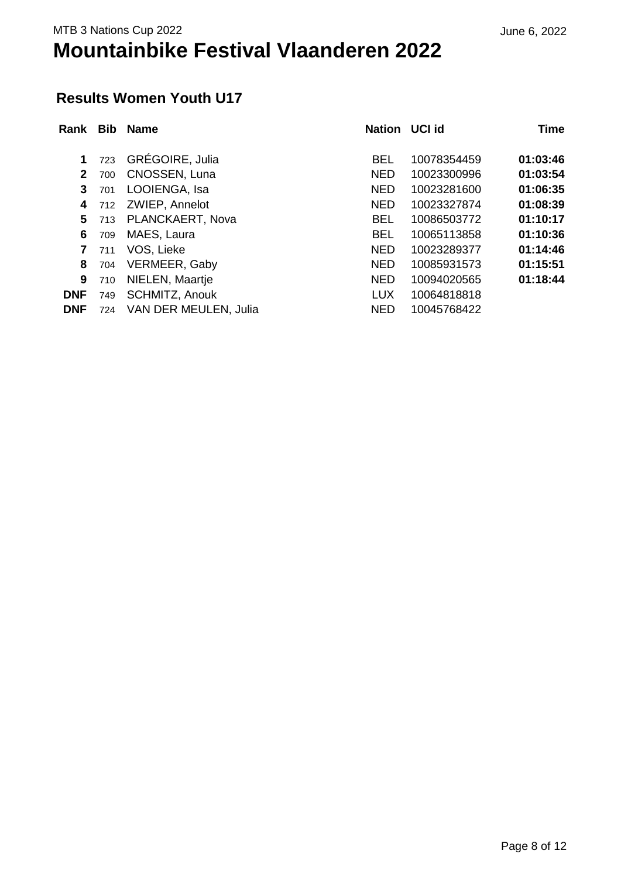MTB 3 Nations Cup 2022

June 6, 2022

# Mountainbike Festival Vlaanderen 2022

## Results Women Youth U17

| Rank | Bib | Name | Nation | UCI id | Time |
|---|---|---|---|---|---|
| **1** | 723 | GRÉGOIRE, Julia | BEL | 10078354459 | **01:03:46** |
| **2** | 700 | CNOSSEN, Luna | NED | 10023300996 | **01:03:54** |
| **3** | 701 | LOOIENGA, Isa | NED | 10023281600 | **01:06:35** |
| **4** | 712 | ZWIEP, Annelot | NED | 10023327874 | **01:08:39** |
| **5** | 713 | PLANCKAERT, Nova | BEL | 10086503772 | **01:10:17** |
| **6** | 709 | MAES, Laura | BEL | 10065113858 | **01:10:36** |
| **7** | 711 | VOS, Lieke | NED | 10023289377 | **01:14:46** |
| **8** | 704 | VERMEER, Gaby | NED | 10085931573 | **01:15:51** |
| **9** | 710 | NIELEN, Maartje | NED | 10094020565 | **01:18:44** |
| **DNF** | 749 | SCHMITZ, Anouk | LUX | 10064818818 | |
| **DNF** | 724 | VAN DER MEULEN, Julia | NED | 10045768422 | |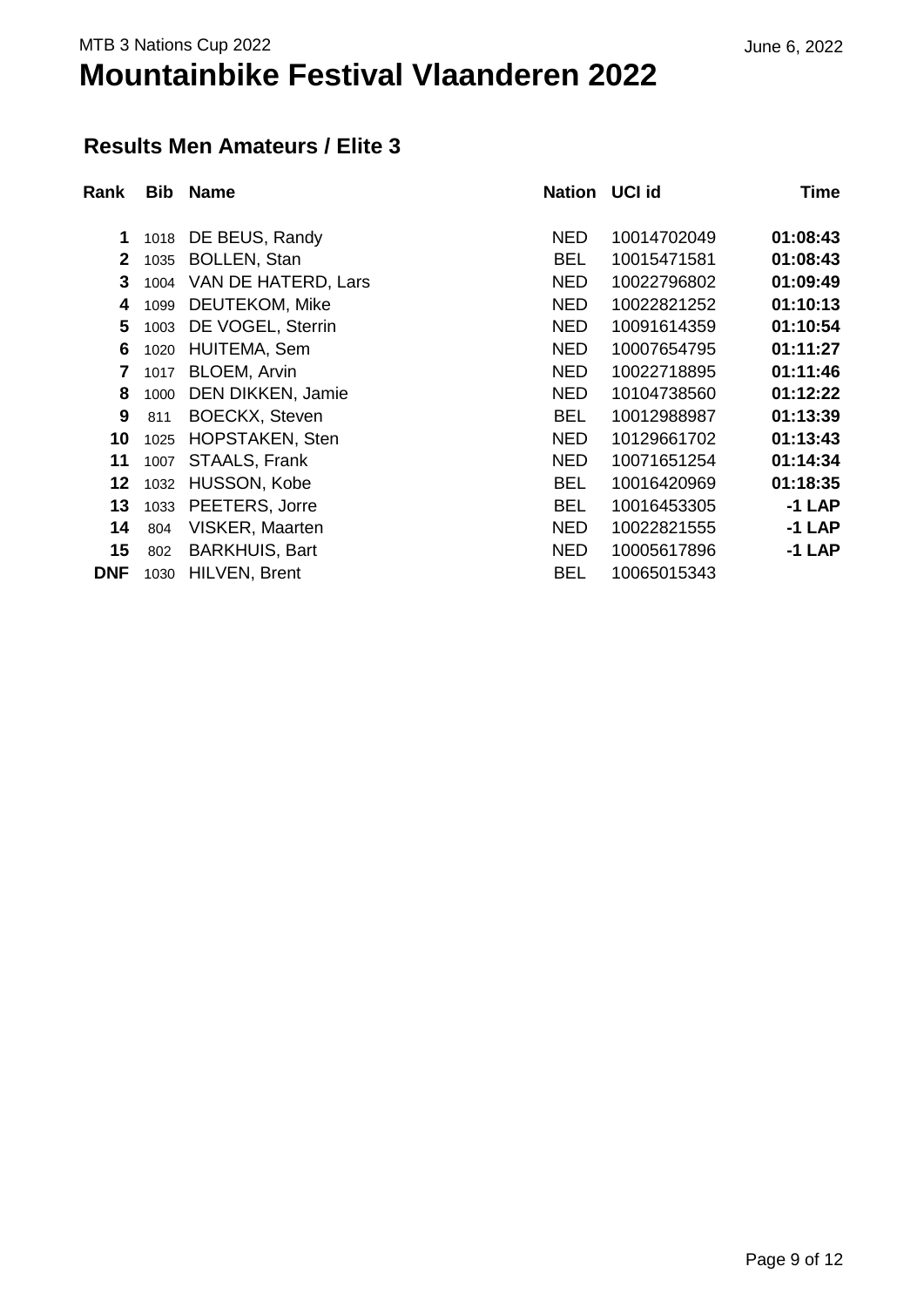MTB 3 Nations Cup 2022

June 6, 2022

# Mountainbike Festival Vlaanderen 2022

## Results Men Amateurs / Elite 3

| Rank | Bib | Name | Nation | UCI id | Time |
|---|---|---|---|---|---|
| **1** | 1018 | DE BEUS, Randy | NED | 10014702049 | **01:08:43** |
| **2** | 1035 | BOLLEN, Stan | BEL | 10015471581 | **01:08:43** |
| **3** | 1004 | VAN DE HATERD, Lars | NED | 10022796802 | **01:09:49** |
| **4** | 1099 | DEUTEKOM, Mike | NED | 10022821252 | **01:10:13** |
| **5** | 1003 | DE VOGEL, Sterrin | NED | 10091614359 | **01:10:54** |
| **6** | 1020 | HUITEMA, Sem | NED | 10007654795 | **01:11:27** |
| **7** | 1017 | BLOEM, Arvin | NED | 10022718895 | **01:11:46** |
| **8** | 1000 | DEN DIKKEN, Jamie | NED | 10104738560 | **01:12:22** |
| **9** | 811 | BOECKX, Steven | BEL | 10012988987 | **01:13:39** |
| **10** | 1025 | HOPSTAKEN, Sten | NED | 10129661702 | **01:13:43** |
| **11** | 1007 | STAALS, Frank | NED | 10071651254 | **01:14:34** |
| **12** | 1032 | HUSSON, Kobe | BEL | 10016420969 | **01:18:35** |
| **13** | 1033 | PEETERS, Jorre | BEL | 10016453305 | **-1 LAP** |
| **14** | 804 | VISKER, Maarten | NED | 10022821555 | **-1 LAP** |
| **15** | 802 | BARKHUIS, Bart | NED | 10005617896 | **-1 LAP** |
| **DNF** | 1030 | HILVEN, Brent | BEL | 10065015343 | |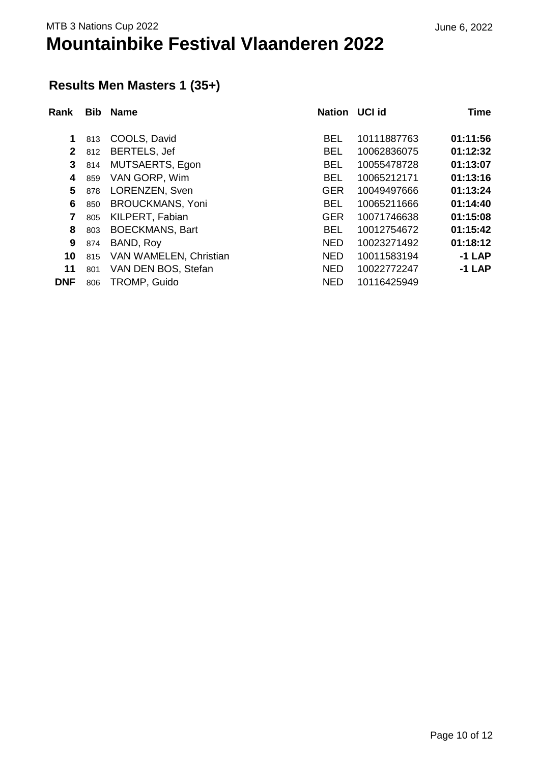MTB 3 Nations Cup 2022

June 6, 2022

# Mountainbike Festival Vlaanderen 2022

## Results Men Masters 1 (35+)

| Rank | Bib | Name | Nation | UCI id | Time |
|---|---|---|---|---|---|
| **1** | 813 | COOLS, David | BEL | 10111887763 | **01:11:56** |
| **2** | 812 | BERTELS, Jef | BEL | 10062836075 | **01:12:32** |
| **3** | 814 | MUTSAERTS, Egon | BEL | 10055478728 | **01:13:07** |
| **4** | 859 | VAN GORP, Wim | BEL | 10065212171 | **01:13:16** |
| **5** | 878 | LORENZEN, Sven | GER | 10049497666 | **01:13:24** |
| **6** | 850 | BROUCKMANS, Yoni | BEL | 10065211666 | **01:14:40** |
| **7** | 805 | KILPERT, Fabian | GER | 10071746638 | **01:15:08** |
| **8** | 803 | BOECKMANS, Bart | BEL | 10012754672 | **01:15:42** |
| **9** | 874 | BAND, Roy | NED | 10023271492 | **01:18:12** |
| **10** | 815 | VAN WAMELEN, Christian | NED | 10011583194 | **-1 LAP** |
| **11** | 801 | VAN DEN BOS, Stefan | NED | 10022772247 | **-1 LAP** |
| **DNF** | 806 | TROMP, Guido | NED | 10116425949 | |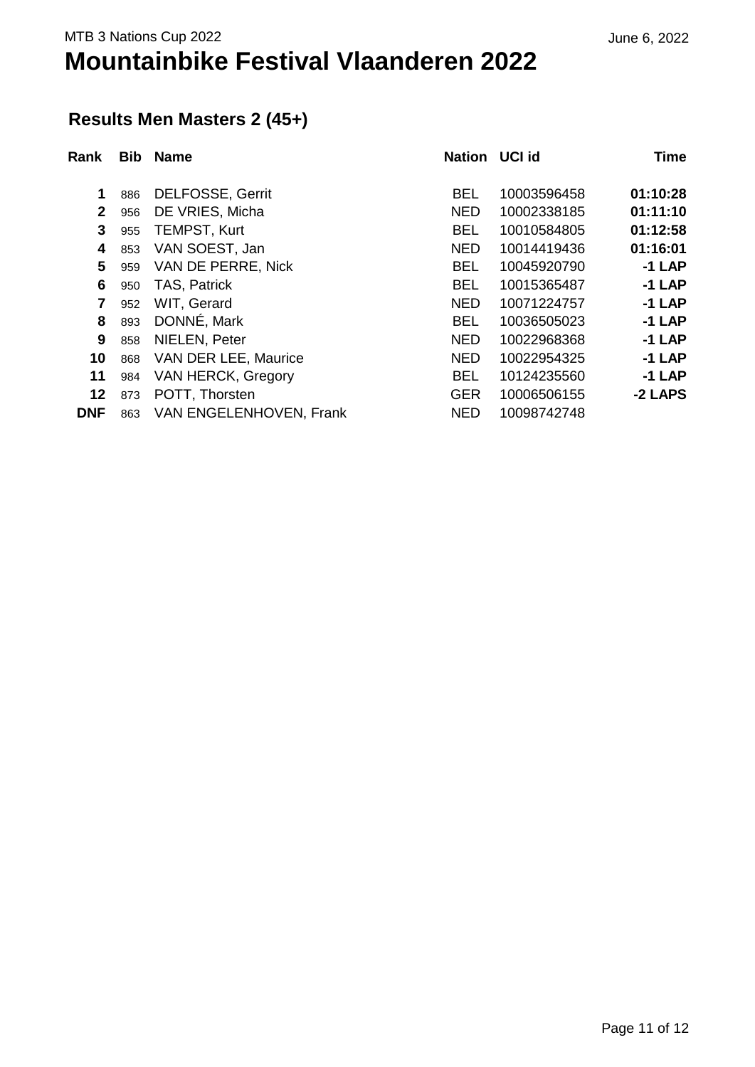MTB 3 Nations Cup 2022

June 6, 2022

# Mountainbike Festival Vlaanderen 2022

## Results Men Masters 2 (45+)

| Rank | Bib | Name | Nation | UCI id | Time |
|---|---|---|---|---|---|
| 1 | 886 | DELFOSSE, Gerrit | BEL | 10003596458 | **01:10:28** |
| 2 | 956 | DE VRIES, Micha | NED | 10002338185 | **01:11:10** |
| 3 | 955 | TEMPST, Kurt | BEL | 10010584805 | **01:12:58** |
| 4 | 853 | VAN SOEST, Jan | NED | 10014419436 | **01:16:01** |
| 5 | 959 | VAN DE PERRE, Nick | BEL | 10045920790 | **-1 LAP** |
| 6 | 950 | TAS, Patrick | BEL | 10015365487 | **-1 LAP** |
| 7 | 952 | WIT, Gerard | NED | 10071224757 | **-1 LAP** |
| 8 | 893 | DONNÉ, Mark | BEL | 10036505023 | **-1 LAP** |
| 9 | 858 | NIELEN, Peter | NED | 10022968368 | **-1 LAP** |
| 10 | 868 | VAN DER LEE, Maurice | NED | 10022954325 | **-1 LAP** |
| 11 | 984 | VAN HERCK, Gregory | BEL | 10124235560 | **-1 LAP** |
| 12 | 873 | POTT, Thorsten | GER | 10006506155 | **-2 LAPS** |
| DNF | 863 | VAN ENGELENHOVEN, Frank | NED | 10098742748 | |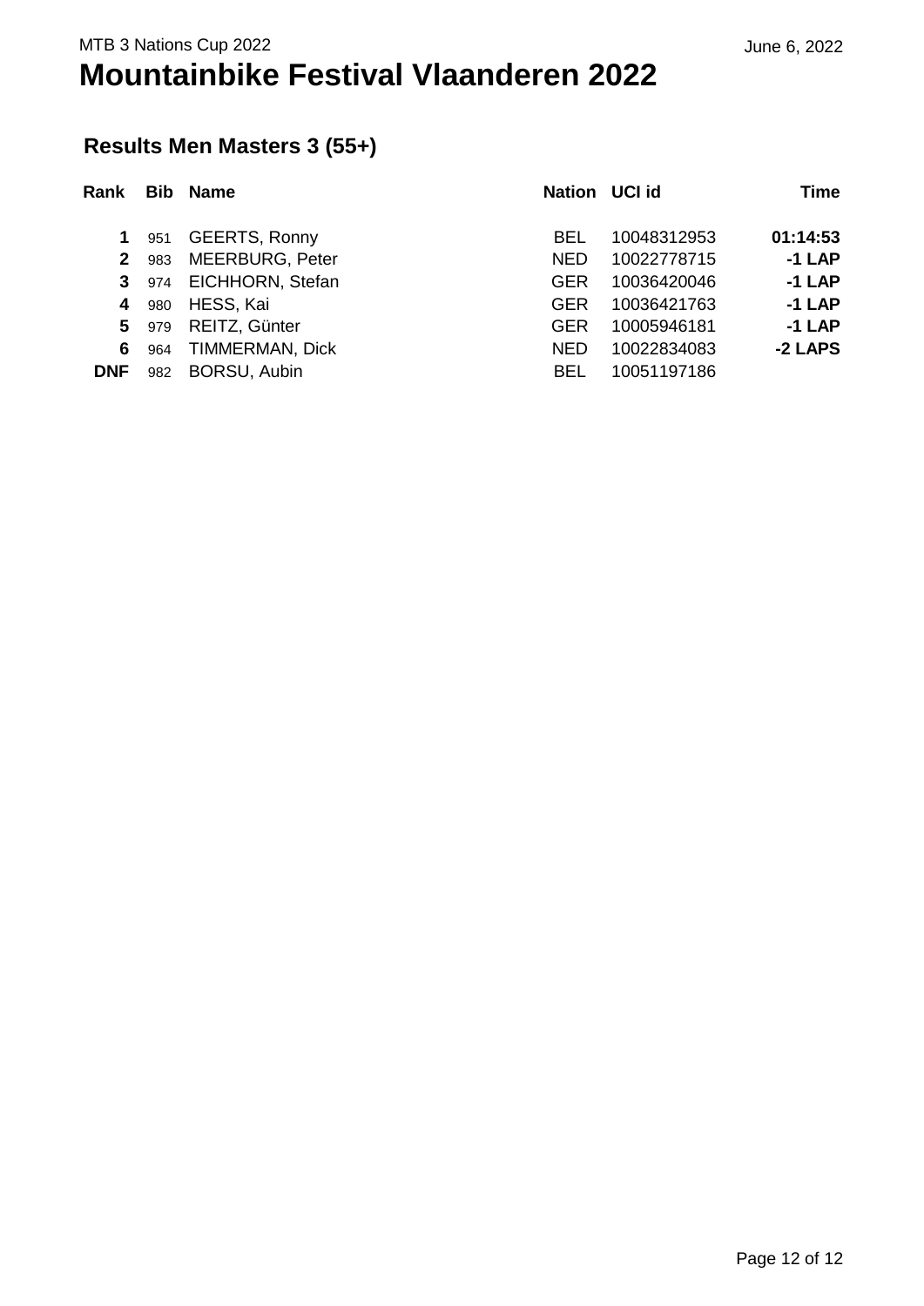MTB 3 Nations Cup 2022

June 6, 2022

# Mountainbike Festival Vlaanderen 2022

### Results Men Masters 3 (55+)

| Rank | Bib | Name | Nation | UCI id | Time |
|---|---|---|---|---|---|
| **1** | 951 | GEERTS, Ronny | BEL | 10048312953 | **01:14:53** |
| **2** | 983 | MEERBURG, Peter | NED | 10022778715 | **-1 LAP** |
| **3** | 974 | EICHHORN, Stefan | GER | 10036420046 | **-1 LAP** |
| **4** | 980 | HESS, Kai | GER | 10036421763 | **-1 LAP** |
| **5** | 979 | REITZ, Günter | GER | 10005946181 | **-1 LAP** |
| **6** | 964 | TIMMERMAN, Dick | NED | 10022834083 | **-2 LAPS** |
| **DNF** | 982 | BORSU, Aubin | BEL | 10051197186 | |